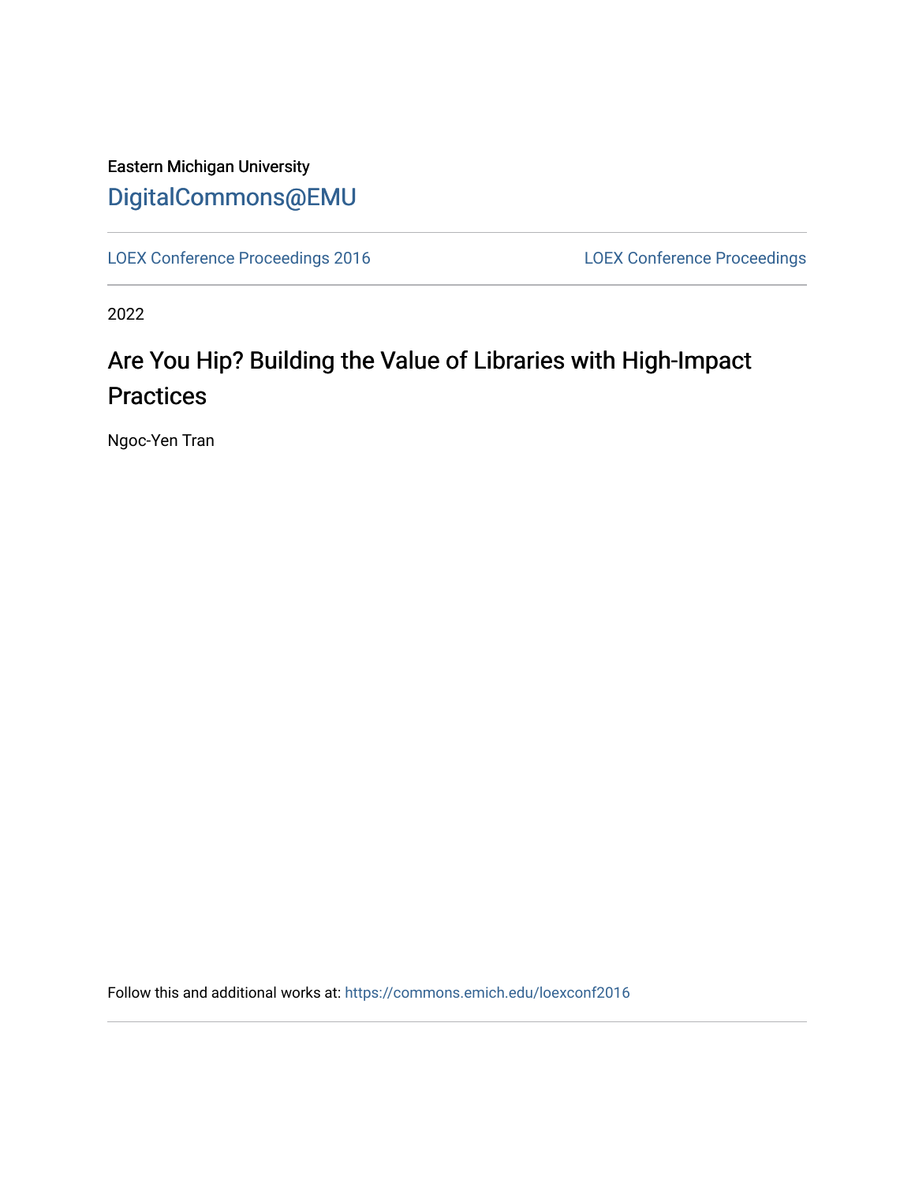Eastern Michigan University

DigitalCommons@EMU

LOEX Conference Proceedings 2016 | LOEX Conference Proceedings

2022

# Are You Hip? Building the Value of Libraries with High-Impact Practices

Ngoc-Yen Tran

Follow this and additional works at: https://commons.emich.edu/loexconf2016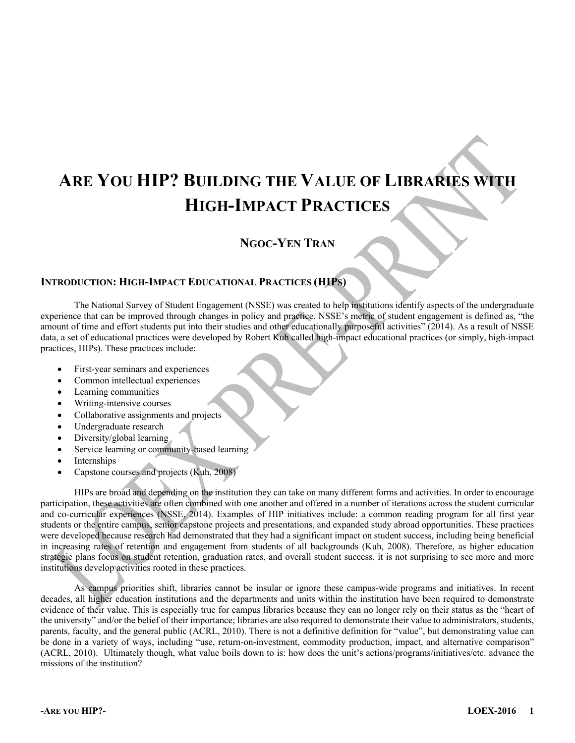# ARE YOU HIP? BUILDING THE VALUE OF LIBRARIES WITH HIGH-IMPACT PRACTICES

**NGOC-YEN TRAN**

## INTRODUCTION: HIGH-IMPACT EDUCATIONAL PRACTICES (HIPS)

The National Survey of Student Engagement (NSSE) was created to help institutions identify aspects of the undergraduate experience that can be improved through changes in policy and practice. NSSE's metric of student engagement is defined as, "the amount of time and effort students put into their studies and other educationally purposeful activities" (2014). As a result of NSSE data, a set of educational practices were developed by Robert Kuh called high-impact educational practices (or simply, high-impact practices, HIPs). These practices include:

- First-year seminars and experiences
- Common intellectual experiences
- Learning communities
- Writing-intensive courses
- Collaborative assignments and projects
- Undergraduate research
- Diversity/global learning
- Service learning or community-based learning
- Internships
- Capstone courses and projects (Kuh, 2008)

HIPs are broad and depending on the institution they can take on many different forms and activities. In order to encourage participation, these activities are often combined with one another and offered in a number of iterations across the student curricular and co-curricular experiences (NSSE, 2014). Examples of HIP initiatives include: a common reading program for all first year students or the entire campus, senior capstone projects and presentations, and expanded study abroad opportunities. These practices were developed because research had demonstrated that they had a significant impact on student success, including being beneficial in increasing rates of retention and engagement from students of all backgrounds (Kuh, 2008). Therefore, as higher education strategic plans focus on student retention, graduation rates, and overall student success, it is not surprising to see more and more institutions develop activities rooted in these practices.

As campus priorities shift, libraries cannot be insular or ignore these campus-wide programs and initiatives. In recent decades, all higher education institutions and the departments and units within the institution have been required to demonstrate evidence of their value. This is especially true for campus libraries because they can no longer rely on their status as the "heart of the university" and/or the belief of their importance; libraries are also required to demonstrate their value to administrators, students, parents, faculty, and the general public (ACRL, 2010). There is not a definitive definition for "value", but demonstrating value can be done in a variety of ways, including "use, return-on-investment, commodity production, impact, and alternative comparison" (ACRL, 2010). Ultimately though, what value boils down to is: how does the unit's actions/programs/initiatives/etc. advance the missions of the institution?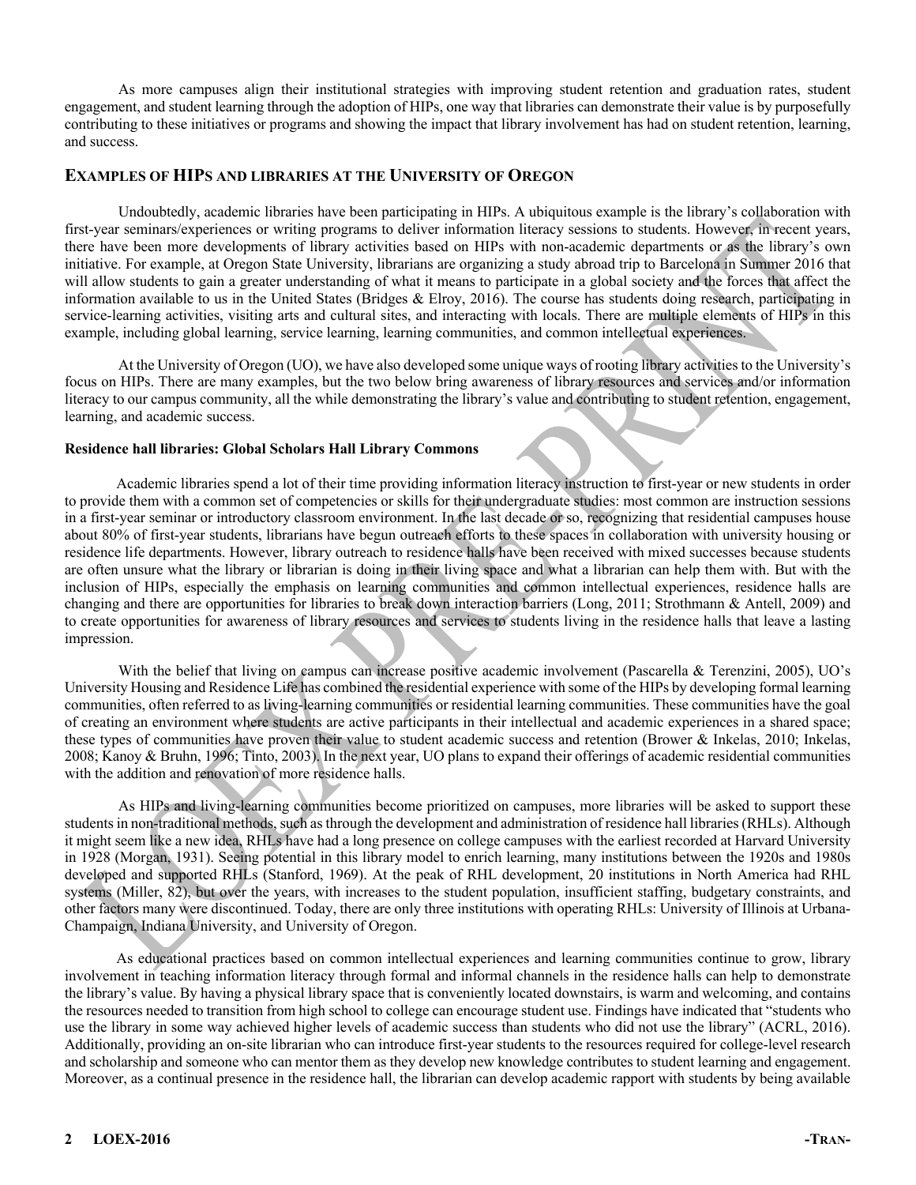As more campuses align their institutional strategies with improving student retention and graduation rates, student engagement, and student learning through the adoption of HIPs, one way that libraries can demonstrate their value is by purposefully contributing to these initiatives or programs and showing the impact that library involvement has had on student retention, learning, and success.

## Examples of HIPs and Libraries at the University of Oregon

Undoubtedly, academic libraries have been participating in HIPs. A ubiquitous example is the library's collaboration with first-year seminars/experiences or writing programs to deliver information literacy sessions to students. However, in recent years, there have been more developments of library activities based on HIPs with non-academic departments or as the library's own initiative. For example, at Oregon State University, librarians are organizing a study abroad trip to Barcelona in Summer 2016 that will allow students to gain a greater understanding of what it means to participate in a global society and the forces that affect the information available to us in the United States (Bridges & Elroy, 2016). The course has students doing research, participating in service-learning activities, visiting arts and cultural sites, and interacting with locals. There are multiple elements of HIPs in this example, including global learning, service learning, learning communities, and common intellectual experiences.

At the University of Oregon (UO), we have also developed some unique ways of rooting library activities to the University's focus on HIPs. There are many examples, but the two below bring awareness of library resources and services and/or information literacy to our campus community, all the while demonstrating the library's value and contributing to student retention, engagement, learning, and academic success.

### Residence hall libraries: Global Scholars Hall Library Commons

Academic libraries spend a lot of their time providing information literacy instruction to first-year or new students in order to provide them with a common set of competencies or skills for their undergraduate studies: most common are instruction sessions in a first-year seminar or introductory classroom environment. In the last decade or so, recognizing that residential campuses house about 80% of first-year students, librarians have begun outreach efforts to these spaces in collaboration with university housing or residence life departments. However, library outreach to residence halls have been received with mixed successes because students are often unsure what the library or librarian is doing in their living space and what a librarian can help them with. But with the inclusion of HIPs, especially the emphasis on learning communities and common intellectual experiences, residence halls are changing and there are opportunities for libraries to break down interaction barriers (Long, 2011; Strothmann & Antell, 2009) and to create opportunities for awareness of library resources and services to students living in the residence halls that leave a lasting impression.

With the belief that living on campus can increase positive academic involvement (Pascarella & Terenzini, 2005), UO's University Housing and Residence Life has combined the residential experience with some of the HIPs by developing formal learning communities, often referred to as living-learning communities or residential learning communities. These communities have the goal of creating an environment where students are active participants in their intellectual and academic experiences in a shared space; these types of communities have proven their value to student academic success and retention (Brower & Inkelas, 2010; Inkelas, 2008; Kanoy & Bruhn, 1996; Tinto, 2003). In the next year, UO plans to expand their offerings of academic residential communities with the addition and renovation of more residence halls.

As HIPs and living-learning communities become prioritized on campuses, more libraries will be asked to support these students in non-traditional methods, such as through the development and administration of residence hall libraries (RHLs). Although it might seem like a new idea, RHLs have had a long presence on college campuses with the earliest recorded at Harvard University in 1928 (Morgan, 1931). Seeing potential in this library model to enrich learning, many institutions between the 1920s and 1980s developed and supported RHLs (Stanford, 1969). At the peak of RHL development, 20 institutions in North America had RHL systems (Miller, 82), but over the years, with increases to the student population, insufficient staffing, budgetary constraints, and other factors many were discontinued. Today, there are only three institutions with operating RHLs: University of Illinois at Urbana-Champaign, Indiana University, and University of Oregon.

As educational practices based on common intellectual experiences and learning communities continue to grow, library involvement in teaching information literacy through formal and informal channels in the residence halls can help to demonstrate the library's value. By having a physical library space that is conveniently located downstairs, is warm and welcoming, and contains the resources needed to transition from high school to college can encourage student use. Findings have indicated that "students who use the library in some way achieved higher levels of academic success than students who did not use the library" (ACRL, 2016). Additionally, providing an on-site librarian who can introduce first-year students to the resources required for college-level research and scholarship and someone who can mentor them as they develop new knowledge contributes to student learning and engagement. Moreover, as a continual presence in the residence hall, the librarian can develop academic rapport with students by being available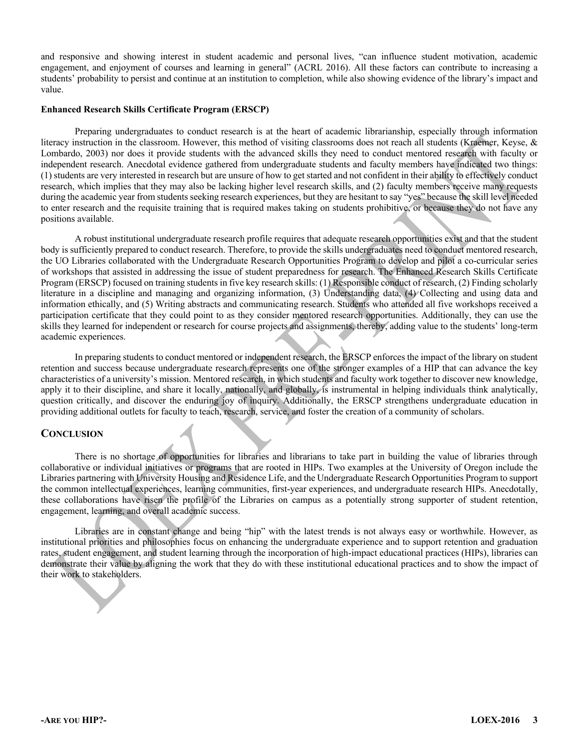and responsive and showing interest in student academic and personal lives, "can influence student motivation, academic engagement, and enjoyment of courses and learning in general" (ACRL 2016). All these factors can contribute to increasing a students' probability to persist and continue at an institution to completion, while also showing evidence of the library's impact and value.

**Enhanced Research Skills Certificate Program (ERSCP)**

Preparing undergraduates to conduct research is at the heart of academic librarianship, especially through information literacy instruction in the classroom. However, this method of visiting classrooms does not reach all students (Kraemer, Keyse, & Lombardo, 2003) nor does it provide students with the advanced skills they need to conduct mentored research with faculty or independent research. Anecdotal evidence gathered from undergraduate students and faculty members have indicated two things: (1) students are very interested in research but are unsure of how to get started and not confident in their ability to effectively conduct research, which implies that they may also be lacking higher level research skills, and (2) faculty members receive many requests during the academic year from students seeking research experiences, but they are hesitant to say "yes" because the skill level needed to enter research and the requisite training that is required makes taking on students prohibitive, or because they do not have any positions available.

A robust institutional undergraduate research profile requires that adequate research opportunities exist and that the student body is sufficiently prepared to conduct research. Therefore, to provide the skills undergraduates need to conduct mentored research, the UO Libraries collaborated with the Undergraduate Research Opportunities Program to develop and pilot a co-curricular series of workshops that assisted in addressing the issue of student preparedness for research. The Enhanced Research Skills Certificate Program (ERSCP) focused on training students in five key research skills: (1) Responsible conduct of research, (2) Finding scholarly literature in a discipline and managing and organizing information, (3) Understanding data, (4) Collecting and using data and information ethically, and (5) Writing abstracts and communicating research. Students who attended all five workshops received a participation certificate that they could point to as they consider mentored research opportunities. Additionally, they can use the skills they learned for independent or research for course projects and assignments, thereby, adding value to the students' long-term academic experiences.

In preparing students to conduct mentored or independent research, the ERSCP enforces the impact of the library on student retention and success because undergraduate research represents one of the stronger examples of a HIP that can advance the key characteristics of a university's mission. Mentored research, in which students and faculty work together to discover new knowledge, apply it to their discipline, and share it locally, nationally, and globally, is instrumental in helping individuals think analytically, question critically, and discover the enduring joy of inquiry. Additionally, the ERSCP strengthens undergraduate education in providing additional outlets for faculty to teach, research, service, and foster the creation of a community of scholars.

## Conclusion

There is no shortage of opportunities for libraries and librarians to take part in building the value of libraries through collaborative or individual initiatives or programs that are rooted in HIPs. Two examples at the University of Oregon include the Libraries partnering with University Housing and Residence Life, and the Undergraduate Research Opportunities Program to support the common intellectual experiences, learning communities, first-year experiences, and undergraduate research HIPs. Anecdotally, these collaborations have risen the profile of the Libraries on campus as a potentially strong supporter of student retention, engagement, learning, and overall academic success.

Libraries are in constant change and being "hip" with the latest trends is not always easy or worthwhile. However, as institutional priorities and philosophies focus on enhancing the undergraduate experience and to support retention and graduation rates, student engagement, and student learning through the incorporation of high-impact educational practices (HIPs), libraries can demonstrate their value by aligning the work that they do with these institutional educational practices and to show the impact of their work to stakeholders.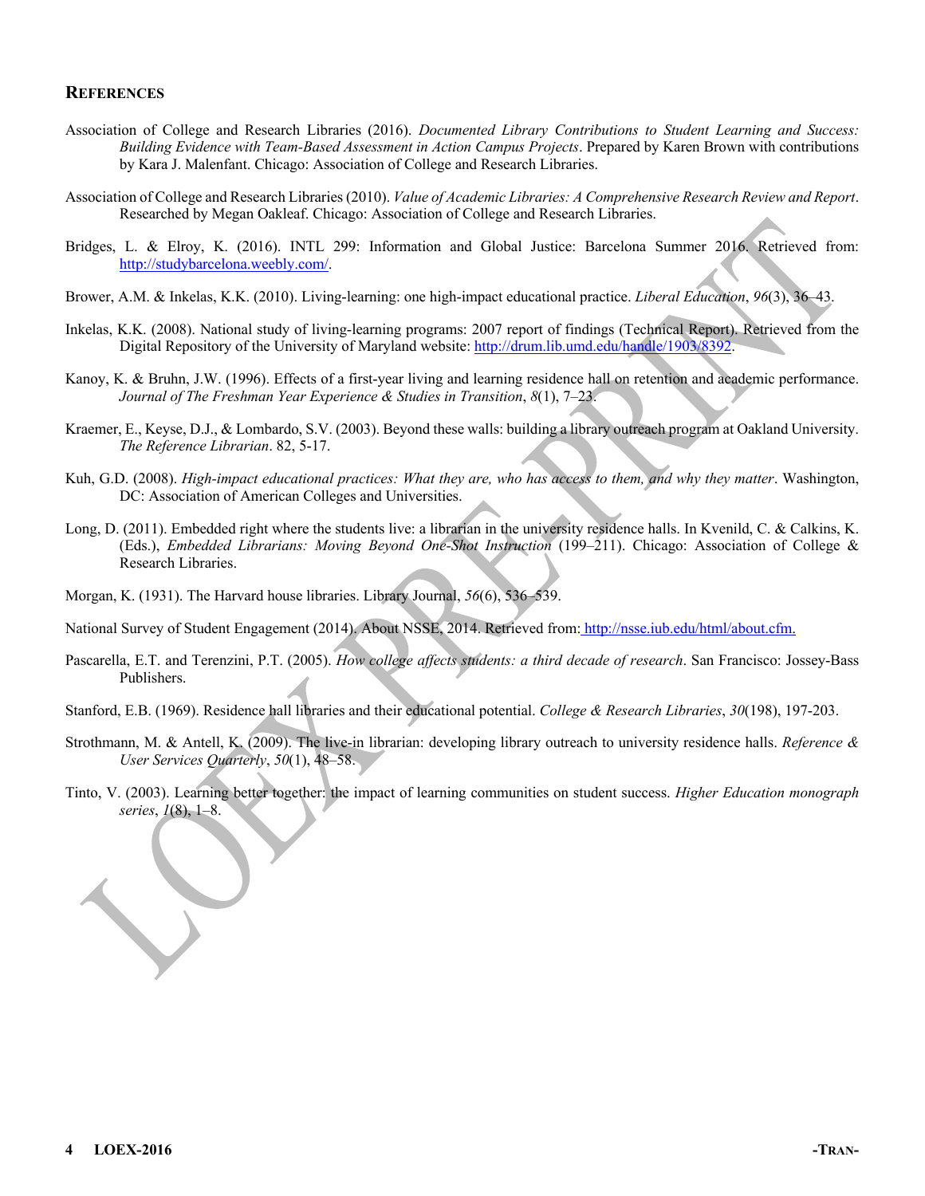## References

Association of College and Research Libraries (2016). *Documented Library Contributions to Student Learning and Success: Building Evidence with Team-Based Assessment in Action Campus Projects*. Prepared by Karen Brown with contributions by Kara J. Malenfant. Chicago: Association of College and Research Libraries.

Association of College and Research Libraries (2010). *Value of Academic Libraries: A Comprehensive Research Review and Report*. Researched by Megan Oakleaf. Chicago: Association of College and Research Libraries.

Bridges, L. & Elroy, K. (2016). INTL 299: Information and Global Justice: Barcelona Summer 2016. Retrieved from: http://studybarcelona.weebly.com/.

Brower, A.M. & Inkelas, K.K. (2010). Living-learning: one high-impact educational practice. *Liberal Education*, *96*(3), 36–43.

Inkelas, K.K. (2008). National study of living-learning programs: 2007 report of findings (Technical Report). Retrieved from the Digital Repository of the University of Maryland website: http://drum.lib.umd.edu/handle/1903/8392.

Kanoy, K. & Bruhn, J.W. (1996). Effects of a first-year living and learning residence hall on retention and academic performance. *Journal of The Freshman Year Experience & Studies in Transition*, *8*(1), 7–23.

Kraemer, E., Keyse, D.J., & Lombardo, S.V. (2003). Beyond these walls: building a library outreach program at Oakland University. *The Reference Librarian*. 82, 5-17.

Kuh, G.D. (2008). *High-impact educational practices: What they are, who has access to them, and why they matter*. Washington, DC: Association of American Colleges and Universities.

Long, D. (2011). Embedded right where the students live: a librarian in the university residence halls. In Kvenild, C. & Calkins, K. (Eds.), *Embedded Librarians: Moving Beyond One-Shot Instruction* (199–211). Chicago: Association of College & Research Libraries.

Morgan, K. (1931). The Harvard house libraries. Library Journal, *56*(6), 536–539.

National Survey of Student Engagement (2014). About NSSE, 2014. Retrieved from: http://nsse.iub.edu/html/about.cfm.

Pascarella, E.T. and Terenzini, P.T. (2005). *How college affects students: a third decade of research*. San Francisco: Jossey-Bass Publishers.

Stanford, E.B. (1969). Residence hall libraries and their educational potential. *College & Research Libraries*, *30*(198), 197-203.

Strothmann, M. & Antell, K. (2009). The live-in librarian: developing library outreach to university residence halls. *Reference & User Services Quarterly*, *50*(1), 48–58.

Tinto, V. (2003). Learning better together: the impact of learning communities on student success. *Higher Education monograph series*, *1*(8), 1–8.